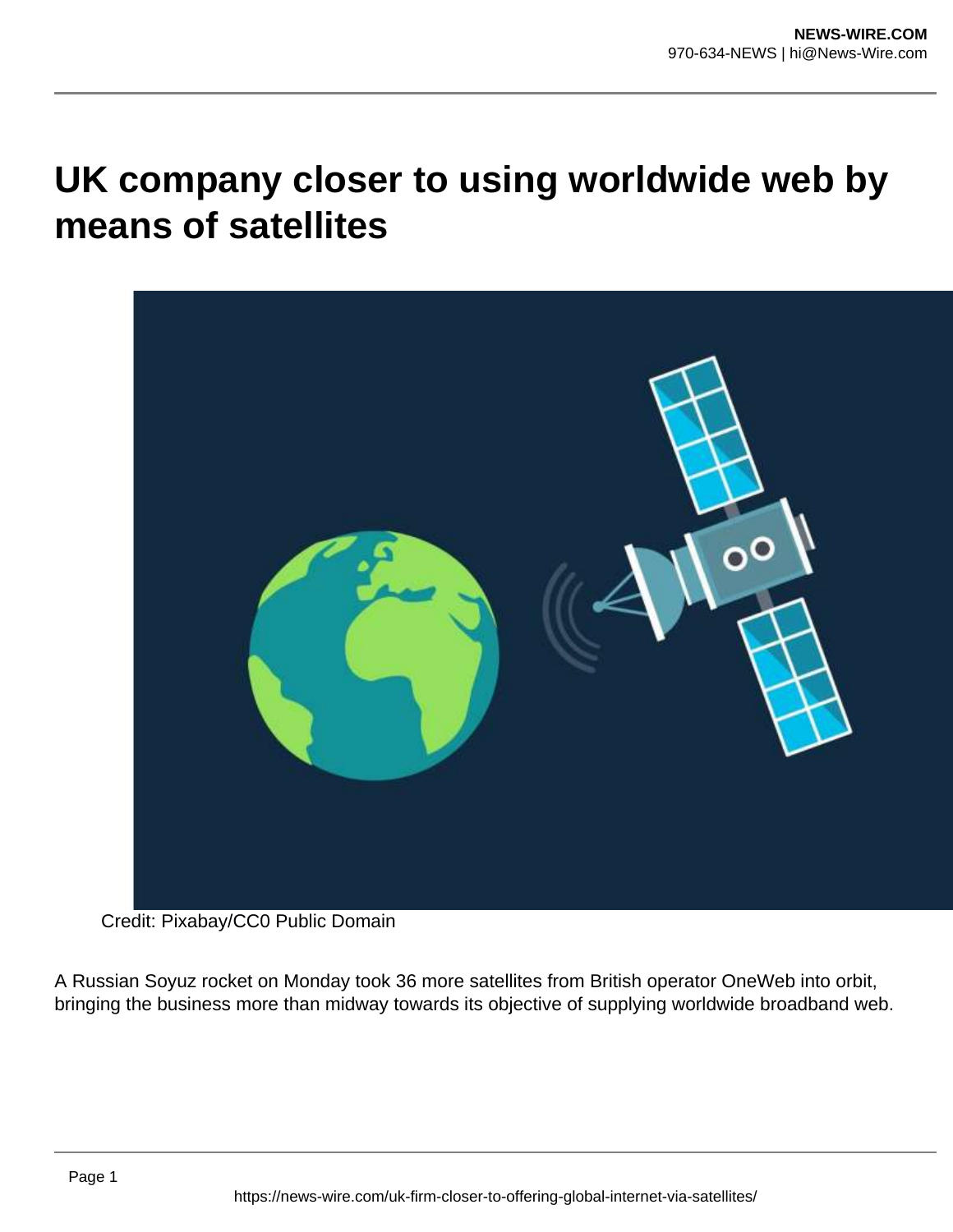# UK company closer to using worldwide web by means of satellites

Credit: Pixabay/CC0 Public Domain

A Russian Soyuz rocket on Monday took 36 more satellites from British operator OneWeb into orbit, bringing the business more than midway towards its objective of supplying worldwide broadband web.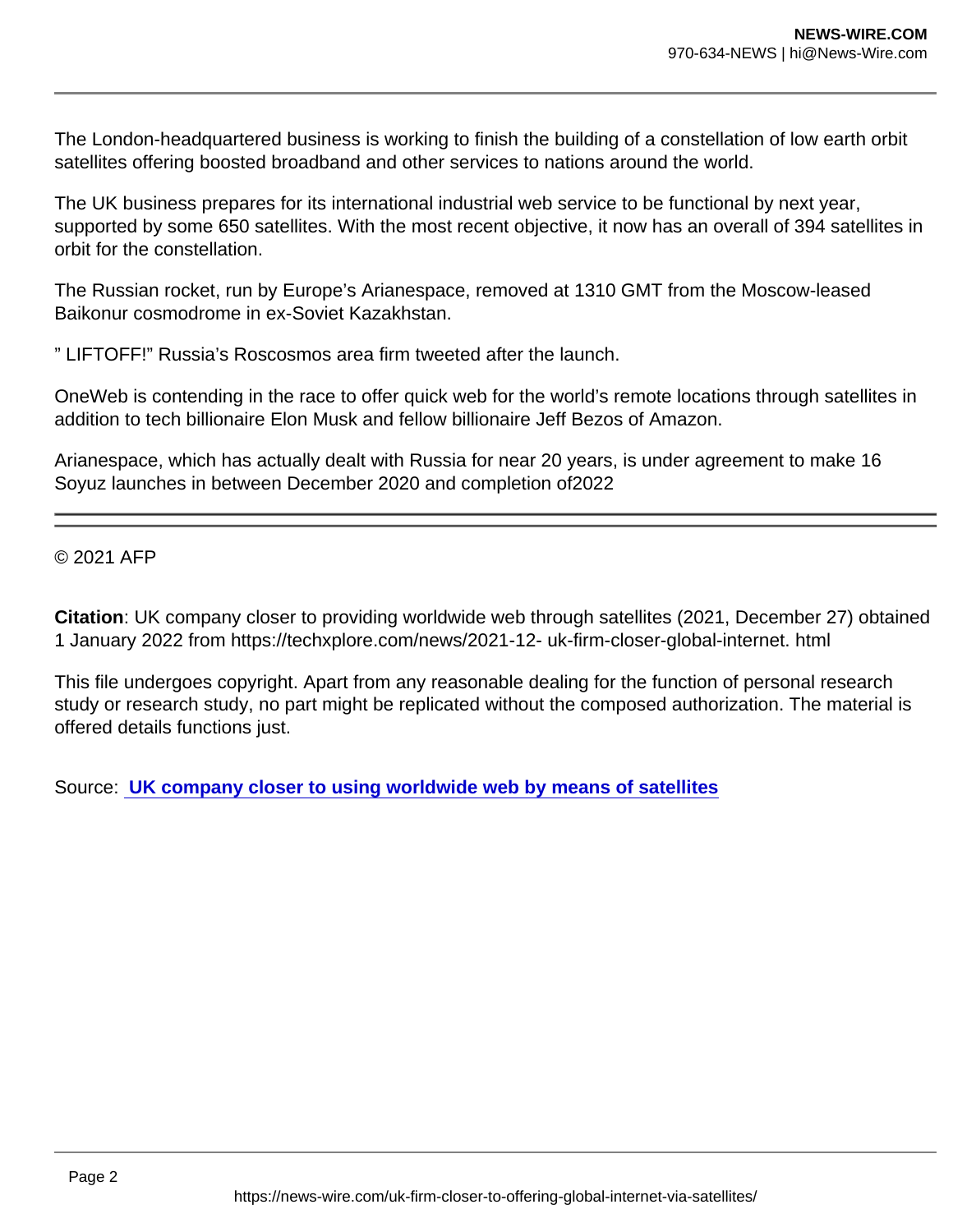The London-headquartered business is working to finish the building of a constellation of low earth orbit satellites offering boosted broadband and other services to nations around the world.

The UK business prepares for its international industrial web service to be functional by next year, supported by some 650 satellites. With the most recent objective, it now has an overall of 394 satellites in orbit for the constellation.

The Russian rocket, run by Europe's Arianespace, removed at 1310 GMT from the Moscow-leased Baikonur cosmodrome in ex-Soviet Kazakhstan.

" LIFTOFF!" Russia's Roscosmos area firm tweeted after the launch.

OneWeb is contending in the race to offer quick web for the world's remote locations through satellites in addition to tech billionaire Elon Musk and fellow billionaire Jeff Bezos of Amazon.

Arianespace, which has actually dealt with Russia for near 20 years, is under agreement to make 16 Soyuz launches in between December 2020 and completion of2022

---

© 2021 AFP

**Citation**: UK company closer to providing worldwide web through satellites (2021, December 27) obtained 1 January 2022 from https://techxplore.com/news/2021-12- uk-firm-closer-global-internet. html

This file undergoes copyright. Apart from any reasonable dealing for the function of personal research study or research study, no part might be replicated without the composed authorization. The material is offered details functions just.

Source: **UK company closer to using worldwide web by means of satellites**